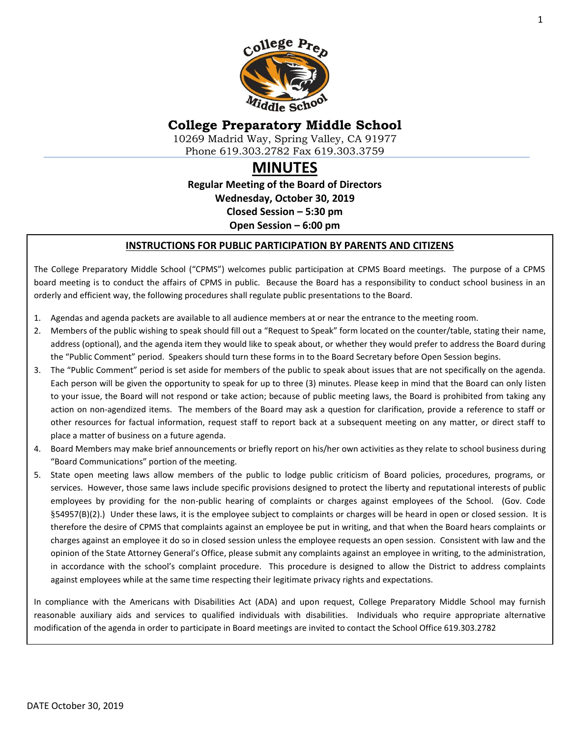# College Preparatory Middle School

10269 Madrid Way, Spring Valley, CA 91977
Phone 619.303.2782 Fax 619.303.3759

# MINUTES

**Regular Meeting of the Board of Directors**
**Wednesday, October 30, 2019**
**Closed Session – 5:30 pm**
**Open Session – 6:00 pm**

## INSTRUCTIONS FOR PUBLIC PARTICIPATION BY PARENTS AND CITIZENS

The College Preparatory Middle School ("CPMS") welcomes public participation at CPMS Board meetings. The purpose of a CPMS board meeting is to conduct the affairs of CPMS in public. Because the Board has a responsibility to conduct school business in an orderly and efficient way, the following procedures shall regulate public presentations to the Board.

1. Agendas and agenda packets are available to all audience members at or near the entrance to the meeting room.
2. Members of the public wishing to speak should fill out a "Request to Speak" form located on the counter/table, stating their name, address (optional), and the agenda item they would like to speak about, or whether they would prefer to address the Board during the "Public Comment" period. Speakers should turn these forms in to the Board Secretary before Open Session begins.
3. The "Public Comment" period is set aside for members of the public to speak about issues that are not specifically on the agenda. Each person will be given the opportunity to speak for up to three (3) minutes. Please keep in mind that the Board can only listen to your issue, the Board will not respond or take action; because of public meeting laws, the Board is prohibited from taking any action on non-agendized items. The members of the Board may ask a question for clarification, provide a reference to staff or other resources for factual information, request staff to report back at a subsequent meeting on any matter, or direct staff to place a matter of business on a future agenda.
4. Board Members may make brief announcements or briefly report on his/her own activities as they relate to school business during "Board Communications" portion of the meeting.
5. State open meeting laws allow members of the public to lodge public criticism of Board policies, procedures, programs, or services. However, those same laws include specific provisions designed to protect the liberty and reputational interests of public employees by providing for the non-public hearing of complaints or charges against employees of the School. (Gov. Code §54957(B)(2).) Under these laws, it is the employee subject to complaints or charges will be heard in open or closed session. It is therefore the desire of CPMS that complaints against an employee be put in writing, and that when the Board hears complaints or charges against an employee it do so in closed session unless the employee requests an open session. Consistent with law and the opinion of the State Attorney General's Office, please submit any complaints against an employee in writing, to the administration, in accordance with the school's complaint procedure. This procedure is designed to allow the District to address complaints against employees while at the same time respecting their legitimate privacy rights and expectations.

In compliance with the Americans with Disabilities Act (ADA) and upon request, College Preparatory Middle School may furnish reasonable auxiliary aids and services to qualified individuals with disabilities. Individuals who require appropriate alternative modification of the agenda in order to participate in Board meetings are invited to contact the School Office 619.303.2782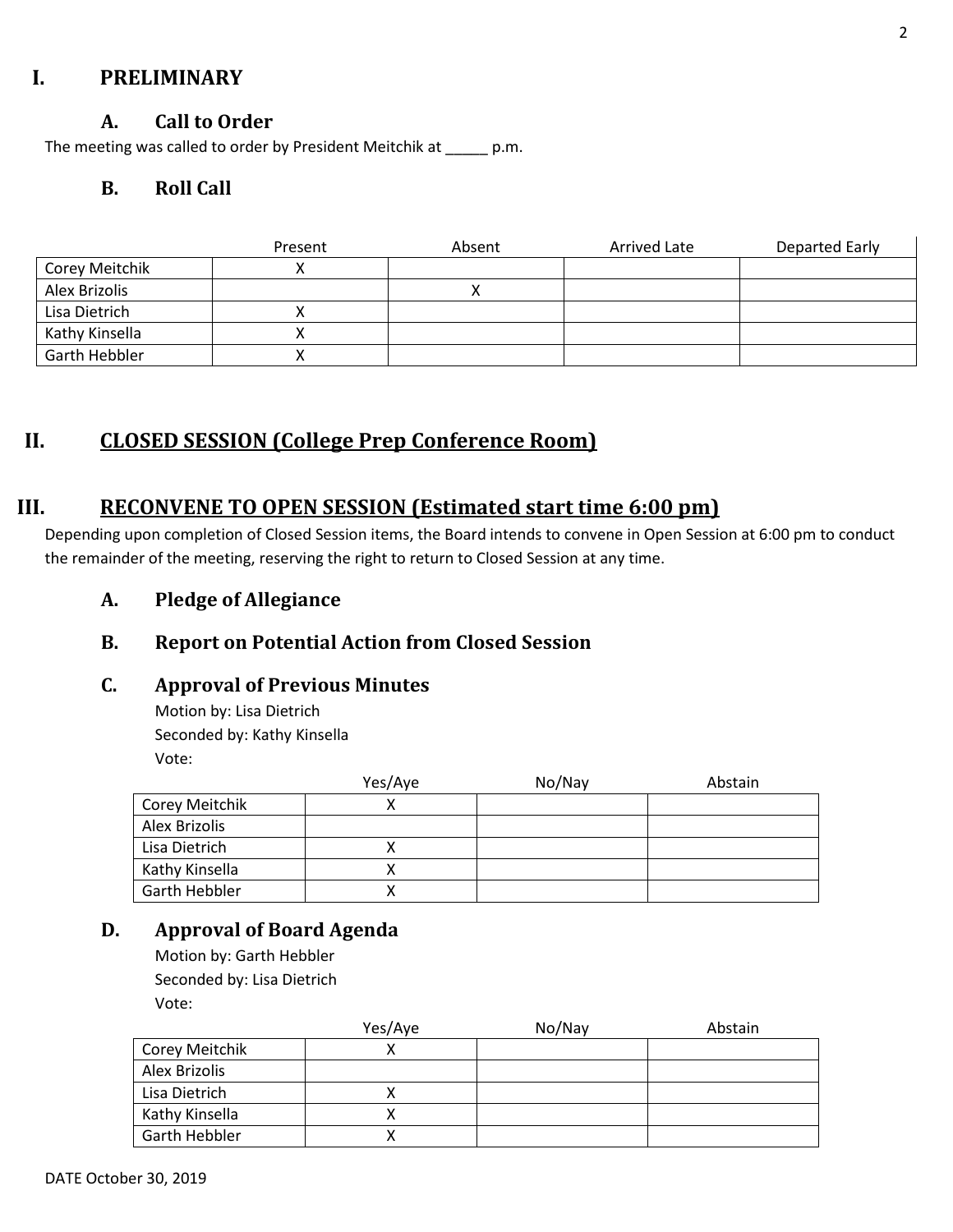## I. PRELIMINARY

### A. Call to Order

The meeting was called to order by President Meitchik at _____ p.m.

### B. Roll Call

| | Present | Absent | Arrived Late | Departed Early |
|---|---|---|---|---|
| Corey Meitchik | X | | | |
| Alex Brizolis | | X | | |
| Lisa Dietrich | X | | | |
| Kathy Kinsella | X | | | |
| Garth Hebbler | X | | | |

## II. CLOSED SESSION (College Prep Conference Room)

## III. RECONVENE TO OPEN SESSION (Estimated start time 6:00 pm)

Depending upon completion of Closed Session items, the Board intends to convene in Open Session at 6:00 pm to conduct the remainder of the meeting, reserving the right to return to Closed Session at any time.

### A. Pledge of Allegiance

### B. Report on Potential Action from Closed Session

### C. Approval of Previous Minutes

Motion by: Lisa Dietrich
Seconded by: Kathy Kinsella
Vote:

| | Yes/Aye | No/Nay | Abstain |
|---|---|---|---|
| Corey Meitchik | X | | |
| Alex Brizolis | | | |
| Lisa Dietrich | X | | |
| Kathy Kinsella | X | | |
| Garth Hebbler | X | | |

### D. Approval of Board Agenda

Motion by: Garth Hebbler
Seconded by: Lisa Dietrich
Vote:

| | Yes/Aye | No/Nay | Abstain |
|---|---|---|---|
| Corey Meitchik | X | | |
| Alex Brizolis | | | |
| Lisa Dietrich | X | | |
| Kathy Kinsella | X | | |
| Garth Hebbler | X | | |

DATE October 30, 2019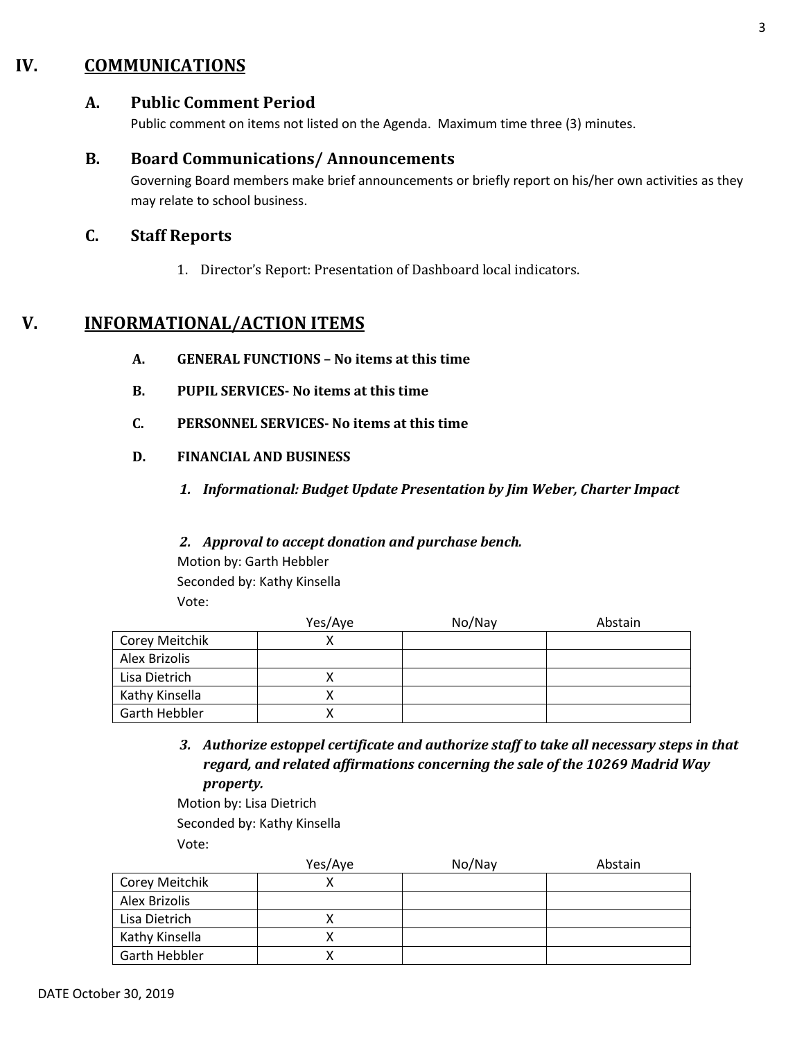## IV. COMMUNICATIONS

### A. Public Comment Period

Public comment on items not listed on the Agenda. Maximum time three (3) minutes.

### B. Board Communications/ Announcements

Governing Board members make brief announcements or briefly report on his/her own activities as they may relate to school business.

### C. Staff Reports

1. Director's Report: Presentation of Dashboard local indicators.

## V. INFORMATIONAL/ACTION ITEMS

**A. GENERAL FUNCTIONS – No items at this time**

**B. PUPIL SERVICES- No items at this time**

**C. PERSONNEL SERVICES- No items at this time**

**D. FINANCIAL AND BUSINESS**

***1. Informational: Budget Update Presentation by Jim Weber, Charter Impact***

***2. Approval to accept donation and purchase bench.***

Motion by: Garth Hebbler
Seconded by: Kathy Kinsella
Vote:

| | Yes/Aye | No/Nay | Abstain |
|---|---|---|---|
| Corey Meitchik | X | | |
| Alex Brizolis | | | |
| Lisa Dietrich | X | | |
| Kathy Kinsella | X | | |
| Garth Hebbler | X | | |

***3. Authorize estoppel certificate and authorize staff to take all necessary steps in that regard, and related affirmations concerning the sale of the 10269 Madrid Way property.***

Motion by: Lisa Dietrich
Seconded by: Kathy Kinsella
Vote:

| | Yes/Aye | No/Nay | Abstain |
|---|---|---|---|
| Corey Meitchik | X | | |
| Alex Brizolis | | | |
| Lisa Dietrich | X | | |
| Kathy Kinsella | X | | |
| Garth Hebbler | X | | |

DATE October 30, 2019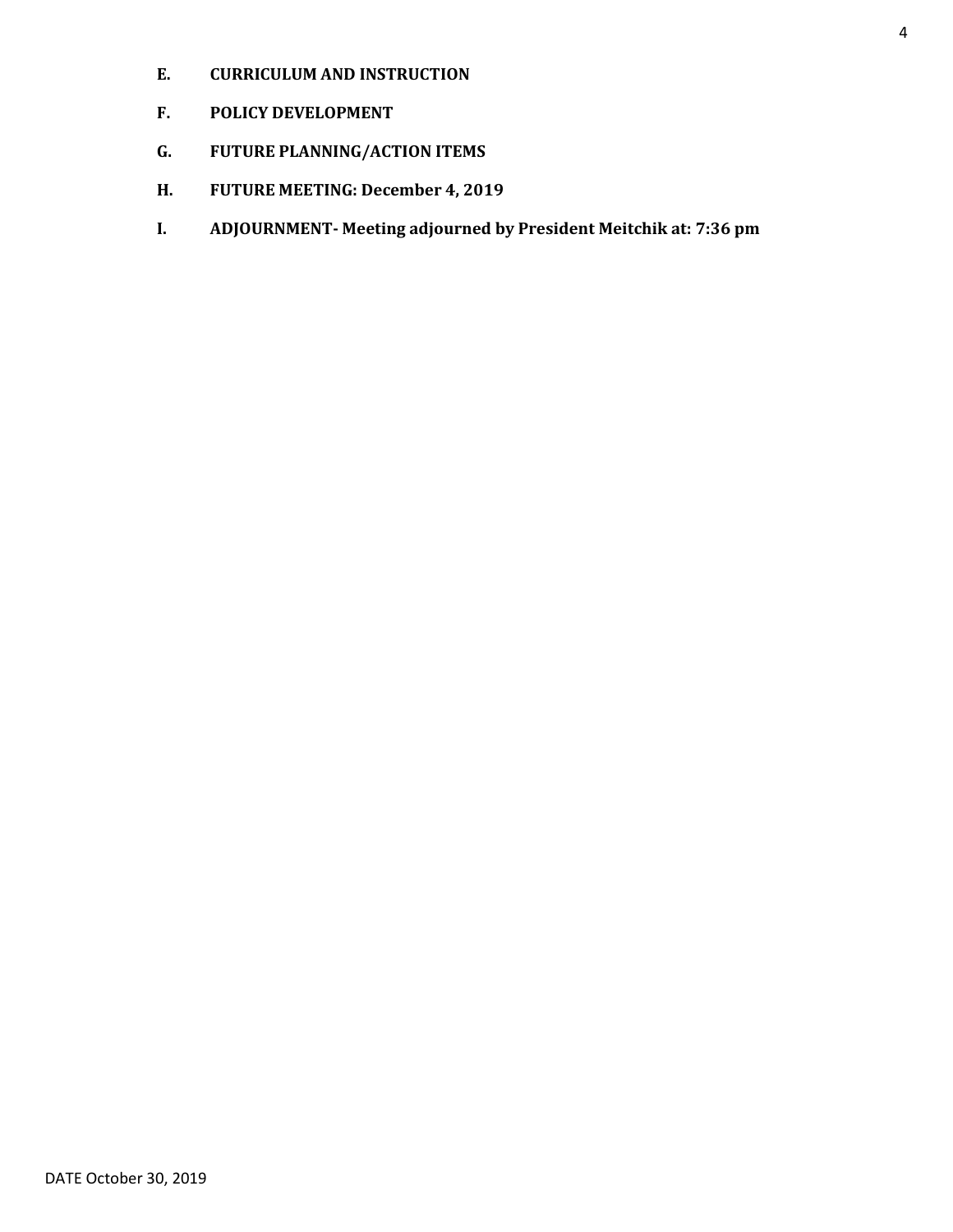**E. CURRICULUM AND INSTRUCTION**

**F. POLICY DEVELOPMENT**

**G. FUTURE PLANNING/ACTION ITEMS**

**H. FUTURE MEETING: December 4, 2019**

**I. ADJOURNMENT- Meeting adjourned by President Meitchik at: 7:36 pm**

DATE October 30, 2019